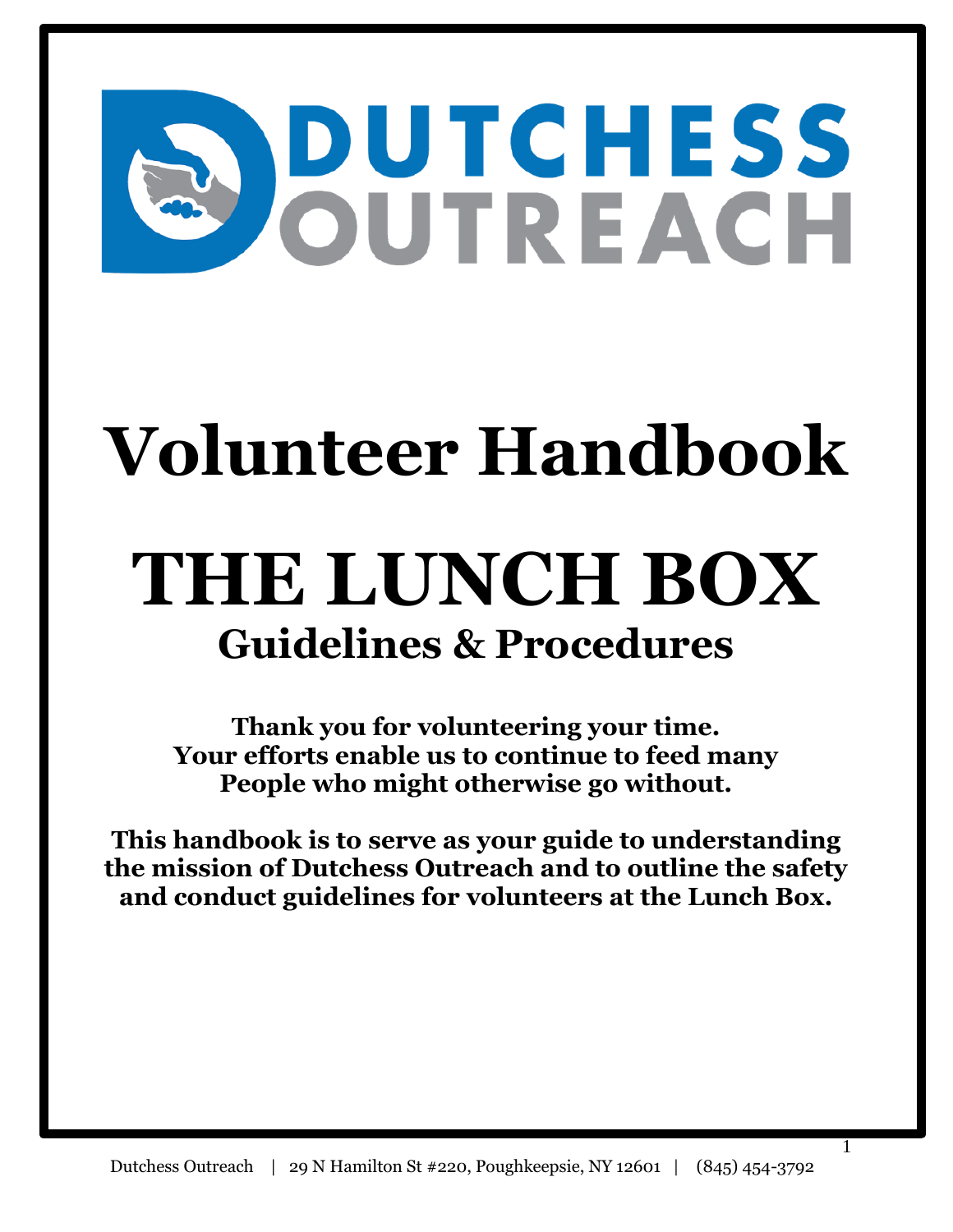# DUTCHESS OUTREACH

# Volunteer Handbook

# THE LUNCH BOX

## Guidelines & Procedures

**Thank you for volunteering your time.**
**Your efforts enable us to continue to feed many**
**People who might otherwise go without.**

**This handbook is to serve as your guide to understanding the mission of Dutchess Outreach and to outline the safety and conduct guidelines for volunteers at the Lunch Box.**

Dutchess Outreach | 29 N Hamilton St #220, Poughkeepsie, NY 12601 | (845) 454-3792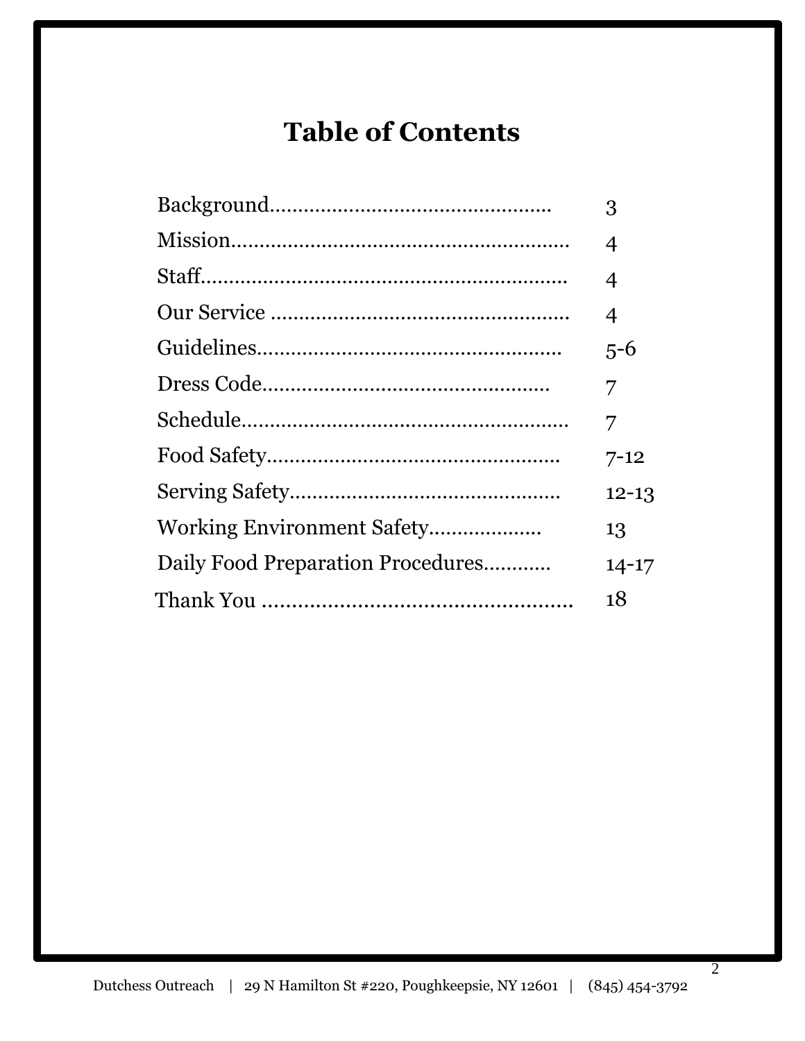# Table of Contents

| Section | Page |
| --- | --- |
| Background | 3 |
| Mission | 4 |
| Staff | 4 |
| Our Service | 4 |
| Guidelines | 5-6 |
| Dress Code | 7 |
| Schedule | 7 |
| Food Safety | 7-12 |
| Serving Safety | 12-13 |
| Working Environment Safety | 13 |
| Daily Food Preparation Procedures | 14-17 |
| Thank You | 18 |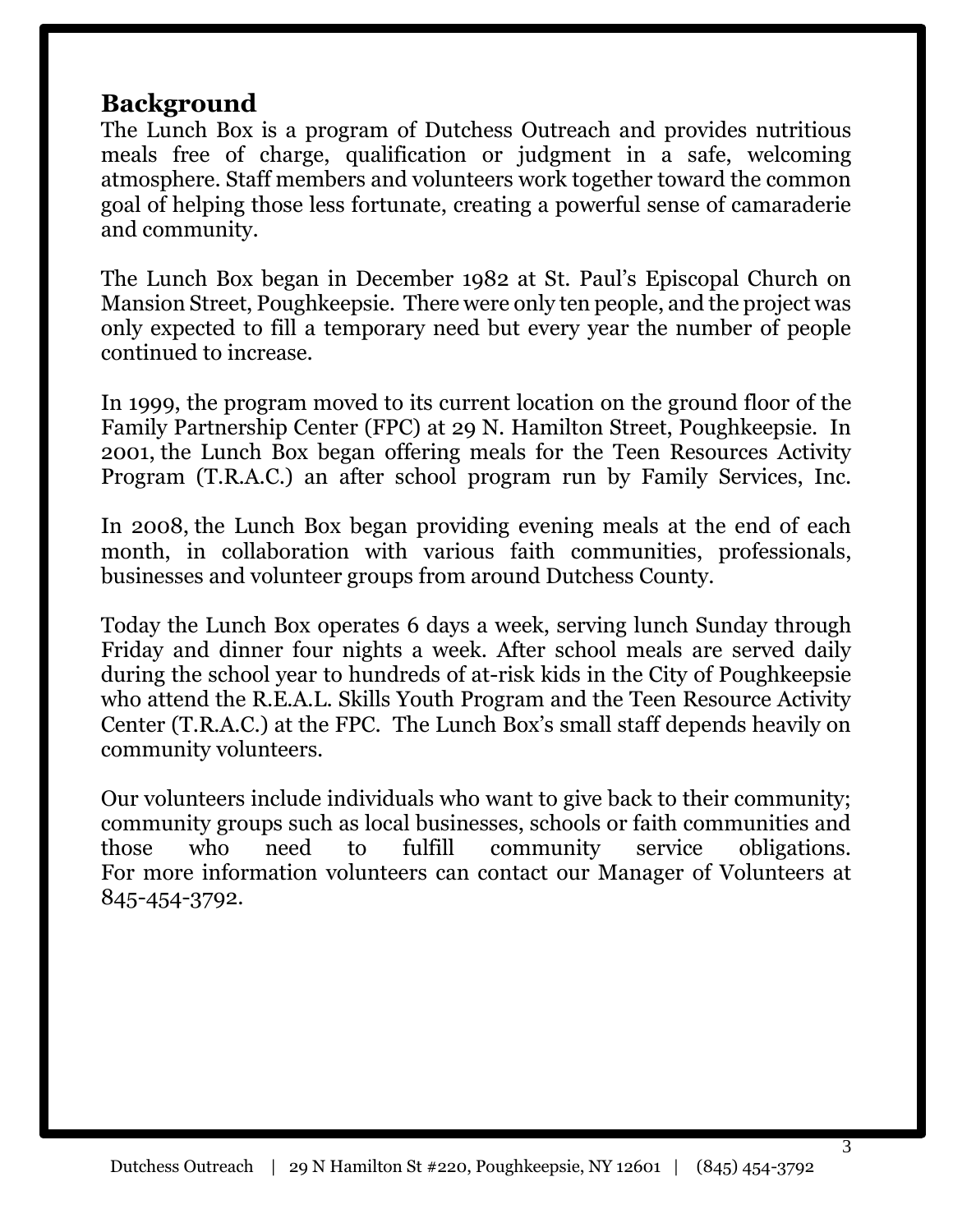## Background

The Lunch Box is a program of Dutchess Outreach and provides nutritious meals free of charge, qualification or judgment in a safe, welcoming atmosphere. Staff members and volunteers work together toward the common goal of helping those less fortunate, creating a powerful sense of camaraderie and community.

The Lunch Box began in December 1982 at St. Paul's Episcopal Church on Mansion Street, Poughkeepsie. There were only ten people, and the project was only expected to fill a temporary need but every year the number of people continued to increase.

In 1999, the program moved to its current location on the ground floor of the Family Partnership Center (FPC) at 29 N. Hamilton Street, Poughkeepsie. In 2001, the Lunch Box began offering meals for the Teen Resources Activity Program (T.R.A.C.) an after school program run by Family Services, Inc.

In 2008, the Lunch Box began providing evening meals at the end of each month, in collaboration with various faith communities, professionals, businesses and volunteer groups from around Dutchess County.

Today the Lunch Box operates 6 days a week, serving lunch Sunday through Friday and dinner four nights a week. After school meals are served daily during the school year to hundreds of at-risk kids in the City of Poughkeepsie who attend the R.E.A.L. Skills Youth Program and the Teen Resource Activity Center (T.R.A.C.) at the FPC. The Lunch Box's small staff depends heavily on community volunteers.

Our volunteers include individuals who want to give back to their community; community groups such as local businesses, schools or faith communities and those who need to fulfill community service obligations. For more information volunteers can contact our Manager of Volunteers at 845-454-3792.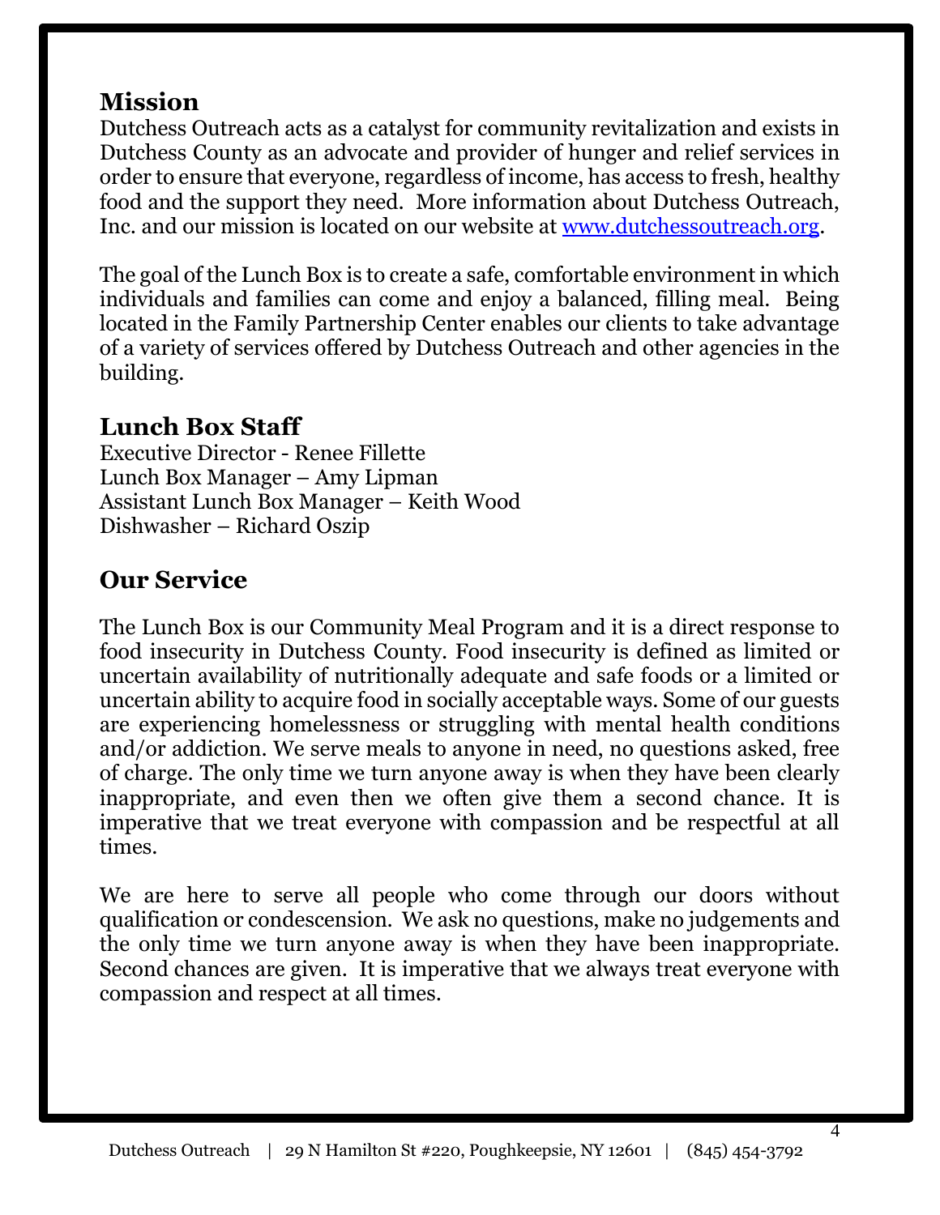## Mission

Dutchess Outreach acts as a catalyst for community revitalization and exists in Dutchess County as an advocate and provider of hunger and relief services in order to ensure that everyone, regardless of income, has access to fresh, healthy food and the support they need. More information about Dutchess Outreach, Inc. and our mission is located on our website at [www.dutchessoutreach.org](http://www.dutchessoutreach.org).

The goal of the Lunch Box is to create a safe, comfortable environment in which individuals and families can come and enjoy a balanced, filling meal. Being located in the Family Partnership Center enables our clients to take advantage of a variety of services offered by Dutchess Outreach and other agencies in the building.

## Lunch Box Staff

Executive Director - Renee Fillette
Lunch Box Manager – Amy Lipman
Assistant Lunch Box Manager – Keith Wood
Dishwasher – Richard Oszip

## Our Service

The Lunch Box is our Community Meal Program and it is a direct response to food insecurity in Dutchess County. Food insecurity is defined as limited or uncertain availability of nutritionally adequate and safe foods or a limited or uncertain ability to acquire food in socially acceptable ways. Some of our guests are experiencing homelessness or struggling with mental health conditions and/or addiction. We serve meals to anyone in need, no questions asked, free of charge. The only time we turn anyone away is when they have been clearly inappropriate, and even then we often give them a second chance. It is imperative that we treat everyone with compassion and be respectful at all times.

We are here to serve all people who come through our doors without qualification or condescension. We ask no questions, make no judgements and the only time we turn anyone away is when they have been inappropriate. Second chances are given. It is imperative that we always treat everyone with compassion and respect at all times.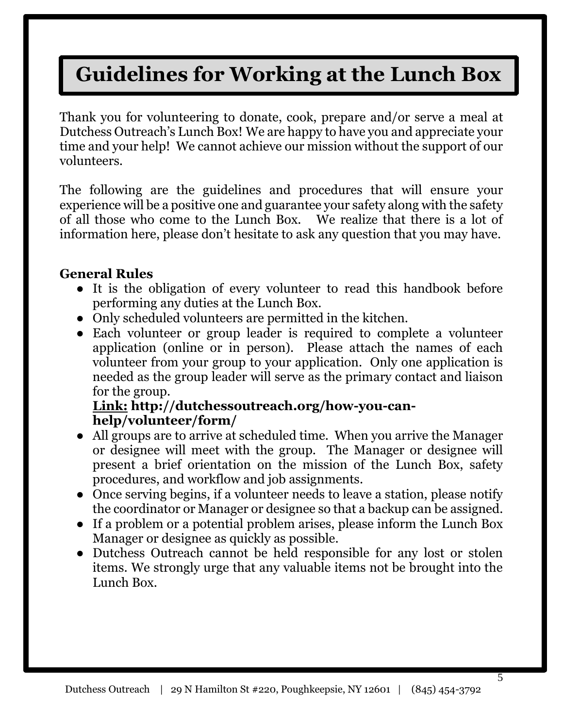# Guidelines for Working at the Lunch Box

Thank you for volunteering to donate, cook, prepare and/or serve a meal at Dutchess Outreach's Lunch Box! We are happy to have you and appreciate your time and your help! We cannot achieve our mission without the support of our volunteers.

The following are the guidelines and procedures that will ensure your experience will be a positive one and guarantee your safety along with the safety of all those who come to the Lunch Box. We realize that there is a lot of information here, please don't hesitate to ask any question that you may have.

**General Rules**

- It is the obligation of every volunteer to read this handbook before performing any duties at the Lunch Box.
- Only scheduled volunteers are permitted in the kitchen.
- Each volunteer or group leader is required to complete a volunteer application (online or in person). Please attach the names of each volunteer from your group to your application. Only one application is needed as the group leader will serve as the primary contact and liaison for the group.
  **<u>Link:</u> http://dutchessoutreach.org/how-you-can-help/volunteer/form/**
- All groups are to arrive at scheduled time. When you arrive the Manager or designee will meet with the group. The Manager or designee will present a brief orientation on the mission of the Lunch Box, safety procedures, and workflow and job assignments.
- Once serving begins, if a volunteer needs to leave a station, please notify the coordinator or Manager or designee so that a backup can be assigned.
- If a problem or a potential problem arises, please inform the Lunch Box Manager or designee as quickly as possible.
- Dutchess Outreach cannot be held responsible for any lost or stolen items. We strongly urge that any valuable items not be brought into the Lunch Box.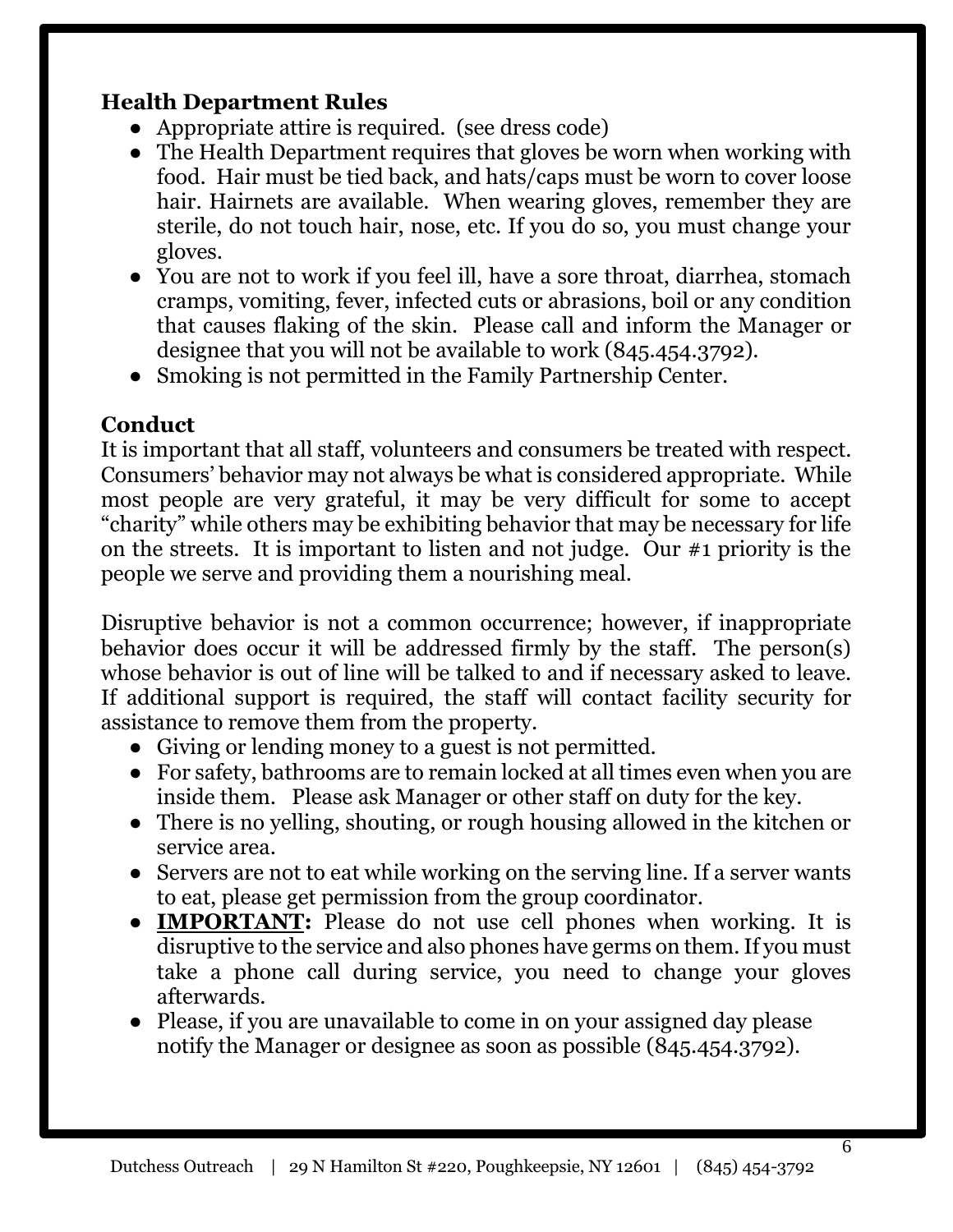### Health Department Rules

- Appropriate attire is required. (see dress code)
- The Health Department requires that gloves be worn when working with food. Hair must be tied back, and hats/caps must be worn to cover loose hair. Hairnets are available. When wearing gloves, remember they are sterile, do not touch hair, nose, etc. If you do so, you must change your gloves.
- You are not to work if you feel ill, have a sore throat, diarrhea, stomach cramps, vomiting, fever, infected cuts or abrasions, boil or any condition that causes flaking of the skin. Please call and inform the Manager or designee that you will not be available to work (845.454.3792).
- Smoking is not permitted in the Family Partnership Center.

### Conduct

It is important that all staff, volunteers and consumers be treated with respect. Consumers' behavior may not always be what is considered appropriate. While most people are very grateful, it may be very difficult for some to accept "charity" while others may be exhibiting behavior that may be necessary for life on the streets. It is important to listen and not judge. Our #1 priority is the people we serve and providing them a nourishing meal.

Disruptive behavior is not a common occurrence; however, if inappropriate behavior does occur it will be addressed firmly by the staff. The person(s) whose behavior is out of line will be talked to and if necessary asked to leave. If additional support is required, the staff will contact facility security for assistance to remove them from the property.

- Giving or lending money to a guest is not permitted.
- For safety, bathrooms are to remain locked at all times even when you are inside them. Please ask Manager or other staff on duty for the key.
- There is no yelling, shouting, or rough housing allowed in the kitchen or service area.
- Servers are not to eat while working on the serving line. If a server wants to eat, please get permission from the group coordinator.
- **IMPORTANT:** Please do not use cell phones when working. It is disruptive to the service and also phones have germs on them. If you must take a phone call during service, you need to change your gloves afterwards.
- Please, if you are unavailable to come in on your assigned day please notify the Manager or designee as soon as possible (845.454.3792).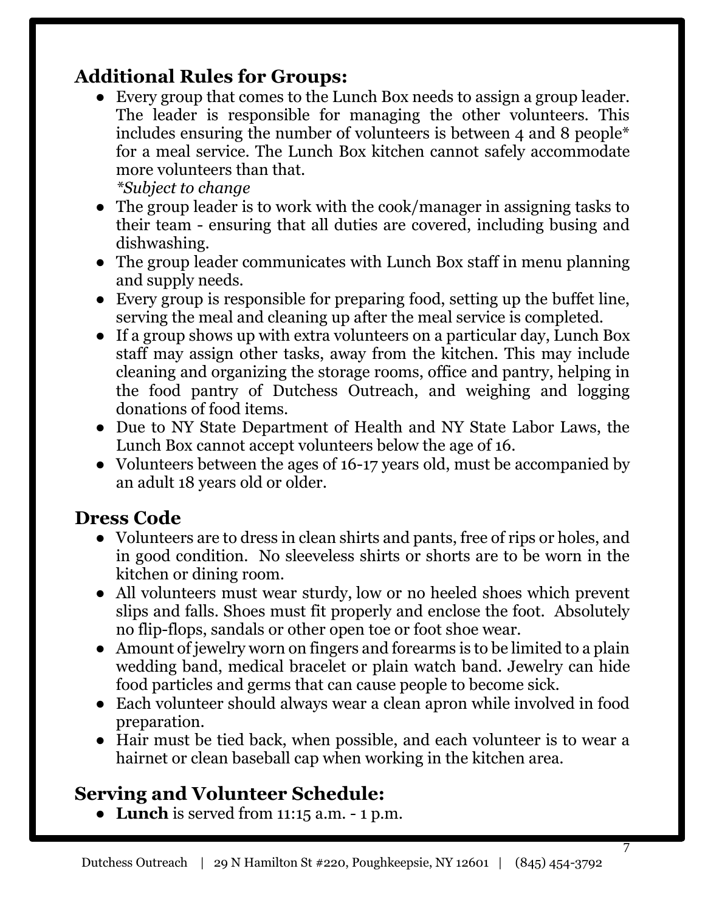## Additional Rules for Groups:

- Every group that comes to the Lunch Box needs to assign a group leader. The leader is responsible for managing the other volunteers. This includes ensuring the number of volunteers is between 4 and 8 people* for a meal service. The Lunch Box kitchen cannot safely accommodate more volunteers than that.
  *\*Subject to change*
- The group leader is to work with the cook/manager in assigning tasks to their team - ensuring that all duties are covered, including busing and dishwashing.
- The group leader communicates with Lunch Box staff in menu planning and supply needs.
- Every group is responsible for preparing food, setting up the buffet line, serving the meal and cleaning up after the meal service is completed.
- If a group shows up with extra volunteers on a particular day, Lunch Box staff may assign other tasks, away from the kitchen. This may include cleaning and organizing the storage rooms, office and pantry, helping in the food pantry of Dutchess Outreach, and weighing and logging donations of food items.
- Due to NY State Department of Health and NY State Labor Laws, the Lunch Box cannot accept volunteers below the age of 16.
- Volunteers between the ages of 16-17 years old, must be accompanied by an adult 18 years old or older.

## Dress Code

- Volunteers are to dress in clean shirts and pants, free of rips or holes, and in good condition. No sleeveless shirts or shorts are to be worn in the kitchen or dining room.
- All volunteers must wear sturdy, low or no heeled shoes which prevent slips and falls. Shoes must fit properly and enclose the foot. Absolutely no flip-flops, sandals or other open toe or foot shoe wear.
- Amount of jewelry worn on fingers and forearms is to be limited to a plain wedding band, medical bracelet or plain watch band. Jewelry can hide food particles and germs that can cause people to become sick.
- Each volunteer should always wear a clean apron while involved in food preparation.
- Hair must be tied back, when possible, and each volunteer is to wear a hairnet or clean baseball cap when working in the kitchen area.

## Serving and Volunteer Schedule:

- **Lunch** is served from 11:15 a.m. - 1 p.m.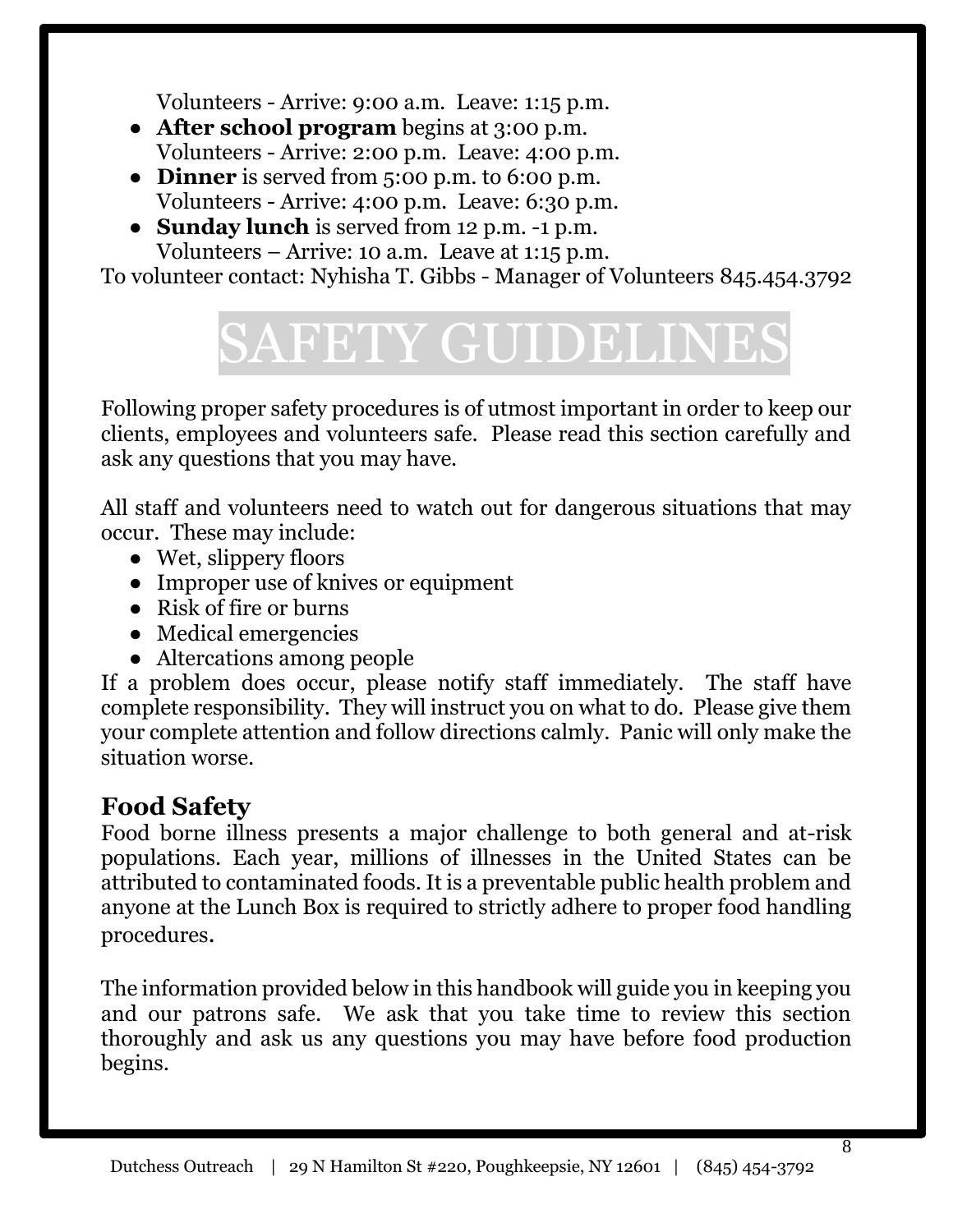Volunteers - Arrive: 9:00 a.m. Leave: 1:15 p.m.

- **After school program** begins at 3:00 p.m.
  Volunteers - Arrive: 2:00 p.m. Leave: 4:00 p.m.
- **Dinner** is served from 5:00 p.m. to 6:00 p.m.
  Volunteers - Arrive: 4:00 p.m. Leave: 6:30 p.m.
- **Sunday lunch** is served from 12 p.m. -1 p.m.
  Volunteers – Arrive: 10 a.m. Leave at 1:15 p.m.

To volunteer contact: Nyhisha T. Gibbs - Manager of Volunteers 845.454.3792

# SAFETY GUIDELINES

Following proper safety procedures is of utmost important in order to keep our clients, employees and volunteers safe. Please read this section carefully and ask any questions that you may have.

All staff and volunteers need to watch out for dangerous situations that may occur. These may include:

- Wet, slippery floors
- Improper use of knives or equipment
- Risk of fire or burns
- Medical emergencies
- Altercations among people

If a problem does occur, please notify staff immediately. The staff have complete responsibility. They will instruct you on what to do. Please give them your complete attention and follow directions calmly. Panic will only make the situation worse.

## Food Safety

Food borne illness presents a major challenge to both general and at-risk populations. Each year, millions of illnesses in the United States can be attributed to contaminated foods. It is a preventable public health problem and anyone at the Lunch Box is required to strictly adhere to proper food handling procedures.

The information provided below in this handbook will guide you in keeping you and our patrons safe. We ask that you take time to review this section thoroughly and ask us any questions you may have before food production begins.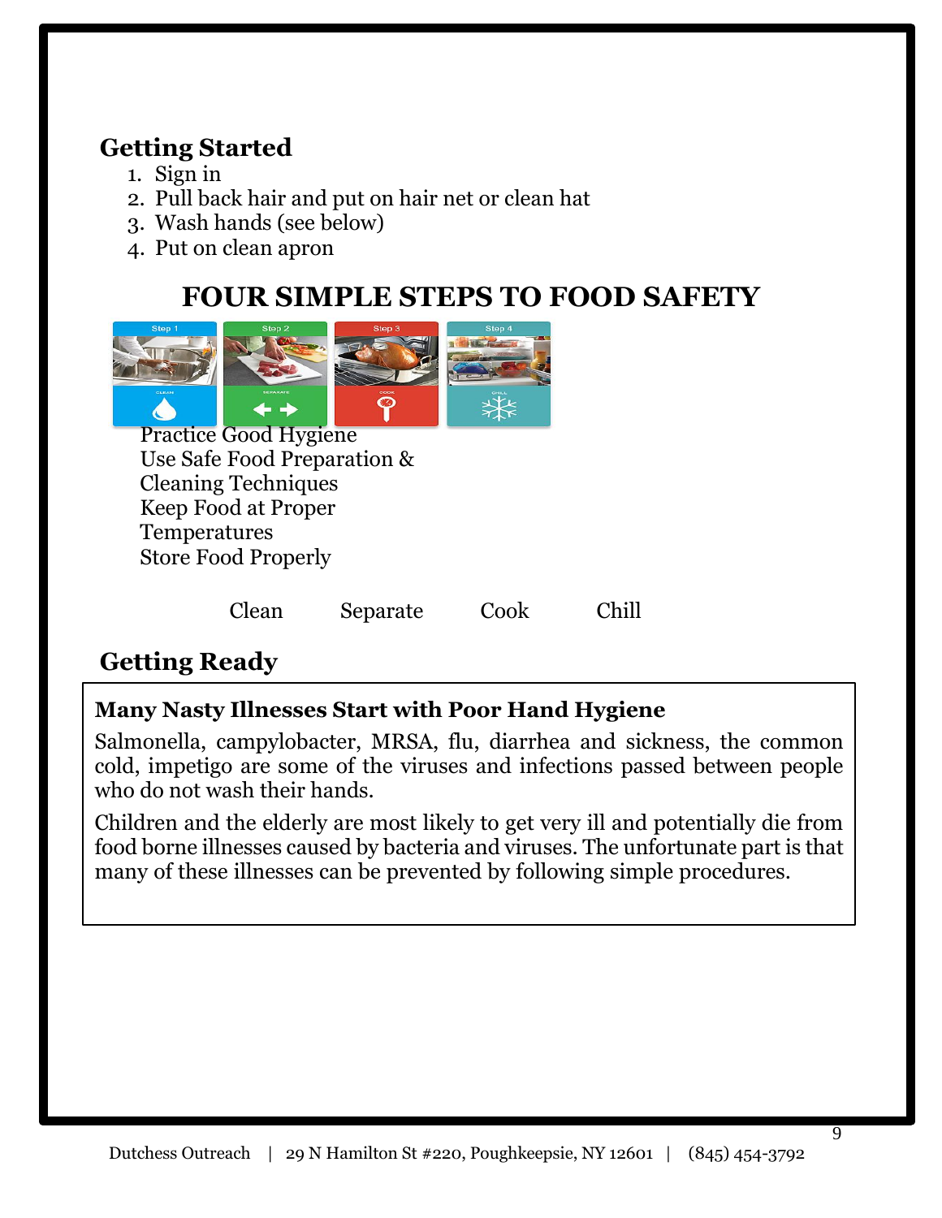## Getting Started

1. Sign in
2. Pull back hair and put on hair net or clean hat
3. Wash hands (see below)
4. Put on clean apron

# FOUR SIMPLE STEPS TO FOOD SAFETY

Practice Good Hygiene
Use Safe Food Preparation & Cleaning Techniques
Keep Food at Proper Temperatures
Store Food Properly

Clean Separate Cook Chill

## Getting Ready

**Many Nasty Illnesses Start with Poor Hand Hygiene**

Salmonella, campylobacter, MRSA, flu, diarrhea and sickness, the common cold, impetigo are some of the viruses and infections passed between people who do not wash their hands.

Children and the elderly are most likely to get very ill and potentially die from food borne illnesses caused by bacteria and viruses. The unfortunate part is that many of these illnesses can be prevented by following simple procedures.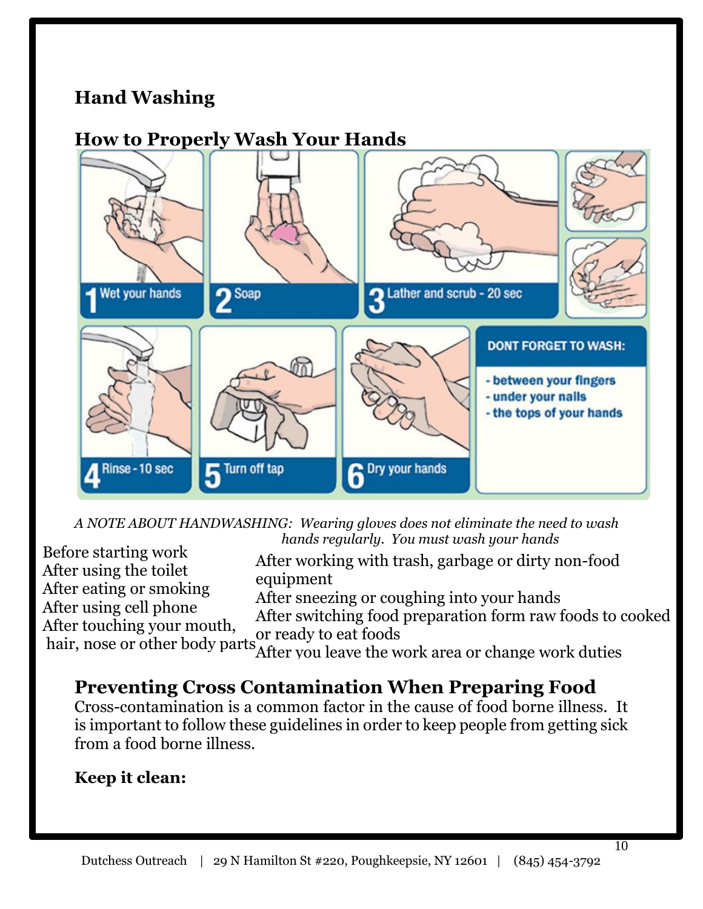# Hand Washing

## How to Properly Wash Your Hands

1 Wet your hands
2 Soap
3 Lather and scrub - 20 sec
4 Rinse - 10 sec
5 Turn off tap
6 Dry your hands

DONT FORGET TO WASH:
- between your fingers
- under your nails
- the tops of your hands

*A NOTE ABOUT HANDWASHING: Wearing gloves does not eliminate the need to wash hands regularly. You must wash your hands*

Before starting work
After using the toilet
After eating or smoking
After using cell phone
After touching your mouth, hair, nose or other body parts
After working with trash, garbage or dirty non-food equipment
After sneezing or coughing into your hands
After switching food preparation form raw foods to cooked or ready to eat foods
After you leave the work area or change work duties

## Preventing Cross Contamination When Preparing Food

Cross-contamination is a common factor in the cause of food borne illness. It is important to follow these guidelines in order to keep people from getting sick from a food borne illness.

**Keep it clean:**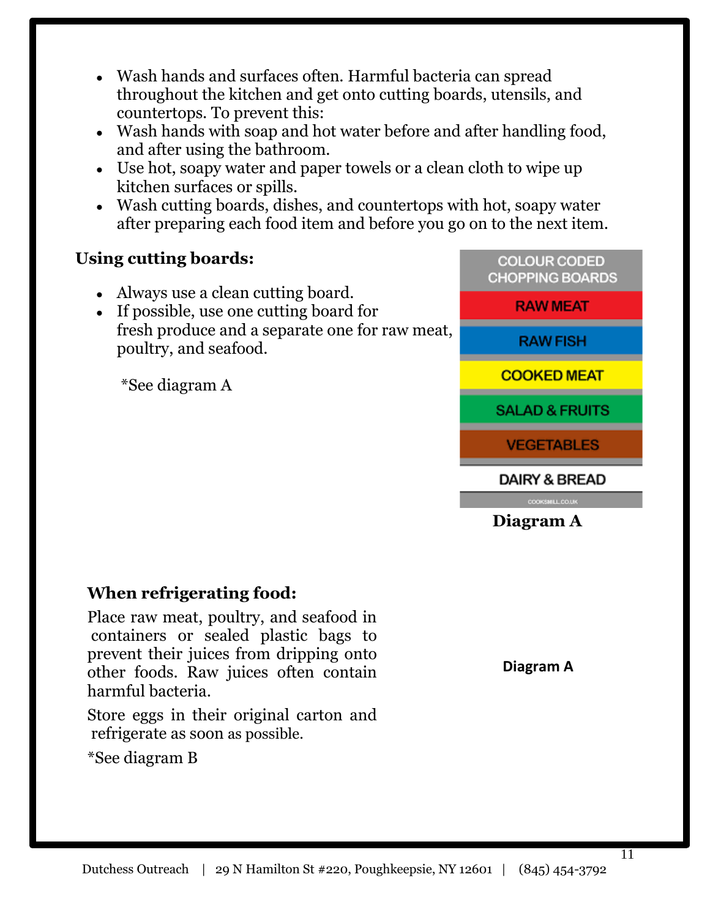- Wash hands and surfaces often. Harmful bacteria can spread throughout the kitchen and get onto cutting boards, utensils, and countertops. To prevent this:
- Wash hands with soap and hot water before and after handling food, and after using the bathroom.
- Use hot, soapy water and paper towels or a clean cloth to wipe up kitchen surfaces or spills.
- Wash cutting boards, dishes, and countertops with hot, soapy water after preparing each food item and before you go on to the next item.

**Using cutting boards:**

- Always use a clean cutting board.
- If possible, use one cutting board for fresh produce and a separate one for raw meat, poultry, and seafood.

*See diagram A

| COLOUR CODED CHOPPING BOARDS |
|---|
| RAW MEAT |
| RAW FISH |
| COOKED MEAT |
| SALAD & FRUITS |
| VEGETABLES |
| DAIRY & BREAD |

COOKSMILL.CO.UK

**Diagram A**

**When refrigerating food:**

Place raw meat, poultry, and seafood in containers or sealed plastic bags to prevent their juices from dripping onto other foods. Raw juices often contain harmful bacteria.

Store eggs in their original carton and refrigerate as soon as possible.

*See diagram B

**Diagram A**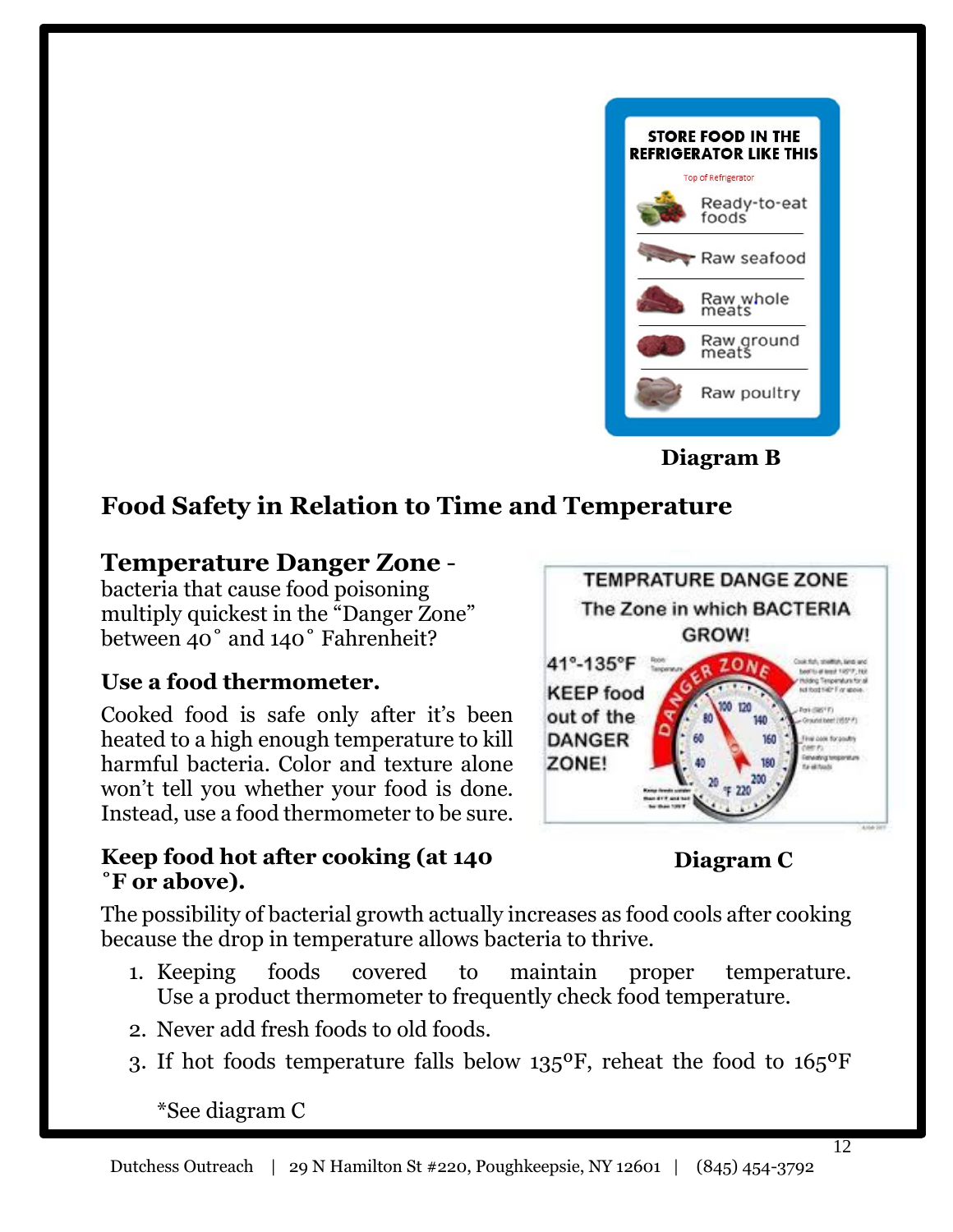Diagram B

## Food Safety in Relation to Time and Temperature

### Temperature Danger Zone -

bacteria that cause food poisoning multiply quickest in the "Danger Zone" between 40˚ and 140˚ Fahrenheit?

**Use a food thermometer.**

Cooked food is safe only after it's been heated to a high enough temperature to kill harmful bacteria. Color and texture alone won't tell you whether your food is done. Instead, use a food thermometer to be sure.

Diagram C

**Keep food hot after cooking (at 140 ˚F or above).**

The possibility of bacterial growth actually increases as food cools after cooking because the drop in temperature allows bacteria to thrive.

1. Keeping foods covered to maintain proper temperature. Use a product thermometer to frequently check food temperature.
2. Never add fresh foods to old foods.
3. If hot foods temperature falls below 135°F, reheat the food to 165°F

*See diagram C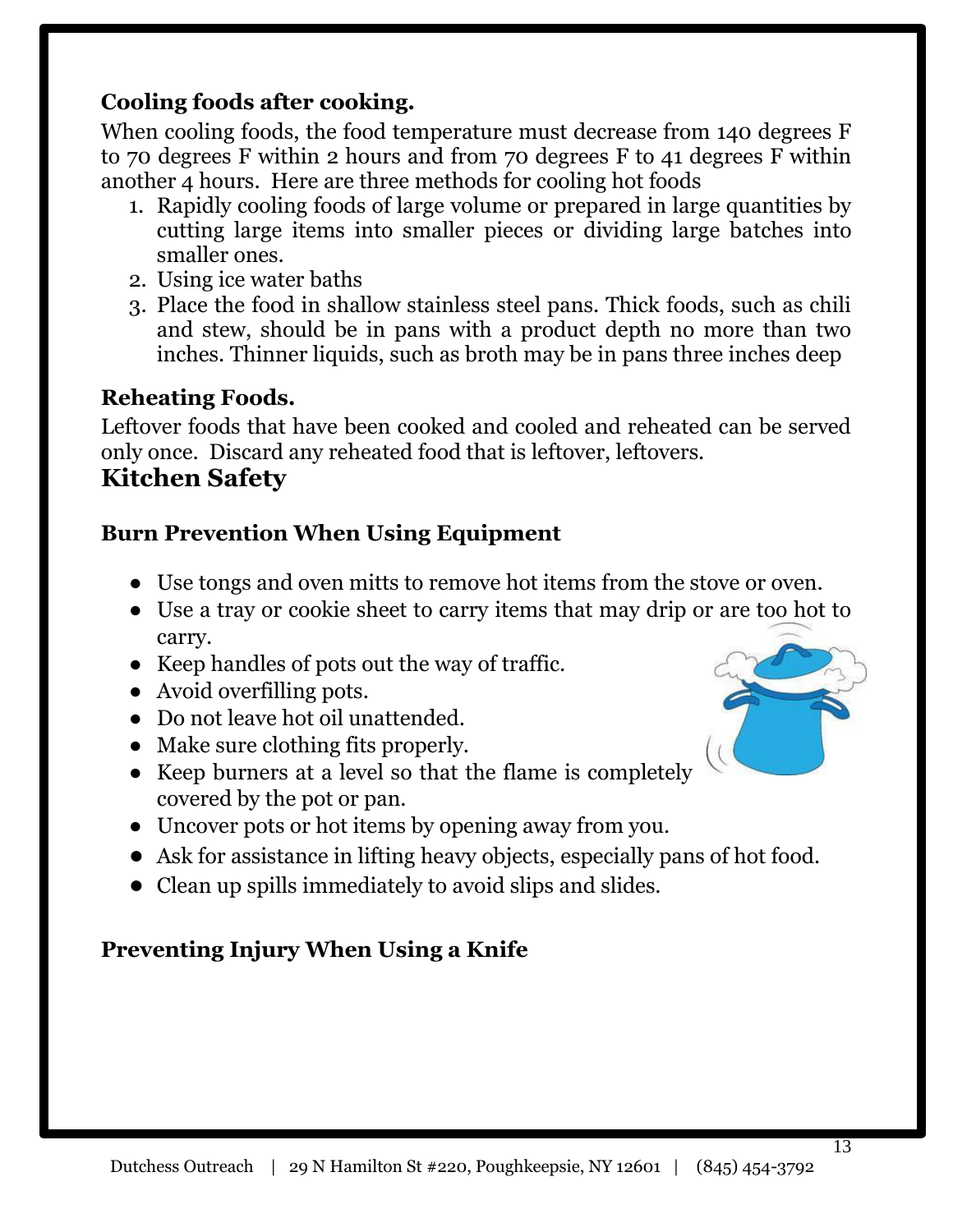### Cooling foods after cooking.

When cooling foods, the food temperature must decrease from 140 degrees F to 70 degrees F within 2 hours and from 70 degrees F to 41 degrees F within another 4 hours. Here are three methods for cooling hot foods

1. Rapidly cooling foods of large volume or prepared in large quantities by cutting large items into smaller pieces or dividing large batches into smaller ones.
2. Using ice water baths
3. Place the food in shallow stainless steel pans. Thick foods, such as chili and stew, should be in pans with a product depth no more than two inches. Thinner liquids, such as broth may be in pans three inches deep

### Reheating Foods.

Leftover foods that have been cooked and cooled and reheated can be served only once. Discard any reheated food that is leftover, leftovers.

## Kitchen Safety

### Burn Prevention When Using Equipment

- Use tongs and oven mitts to remove hot items from the stove or oven.
- Use a tray or cookie sheet to carry items that may drip or are too hot to carry.
- Keep handles of pots out the way of traffic.
- Avoid overfilling pots.
- Do not leave hot oil unattended.
- Make sure clothing fits properly.
- Keep burners at a level so that the flame is completely covered by the pot or pan.
- Uncover pots or hot items by opening away from you.
- Ask for assistance in lifting heavy objects, especially pans of hot food.
- Clean up spills immediately to avoid slips and slides.

### Preventing Injury When Using a Knife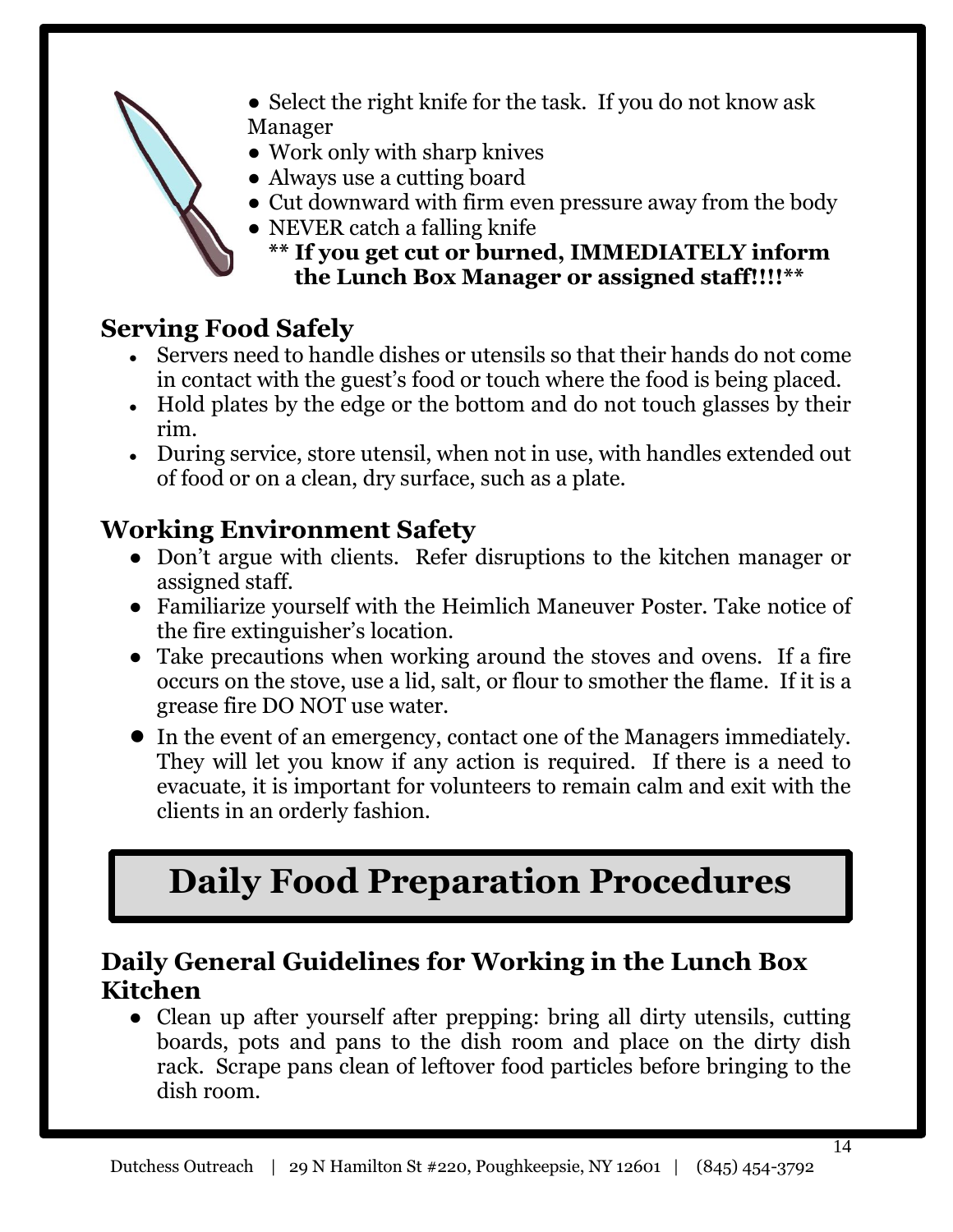- Select the right knife for the task. If you do not know ask Manager
- Work only with sharp knives
- Always use a cutting board
- Cut downward with firm even pressure away from the body
- NEVER catch a falling knife

  ** **If you get cut or burned, IMMEDIATELY inform the Lunch Box Manager or assigned staff!!!!** **

## Serving Food Safely

- Servers need to handle dishes or utensils so that their hands do not come in contact with the guest's food or touch where the food is being placed.
- Hold plates by the edge or the bottom and do not touch glasses by their rim.
- During service, store utensil, when not in use, with handles extended out of food or on a clean, dry surface, such as a plate.

## Working Environment Safety

- Don't argue with clients. Refer disruptions to the kitchen manager or assigned staff.
- Familiarize yourself with the Heimlich Maneuver Poster. Take notice of the fire extinguisher's location.
- Take precautions when working around the stoves and ovens. If a fire occurs on the stove, use a lid, salt, or flour to smother the flame. If it is a grease fire DO NOT use water.
- In the event of an emergency, contact one of the Managers immediately. They will let you know if any action is required. If there is a need to evacuate, it is important for volunteers to remain calm and exit with the clients in an orderly fashion.

# Daily Food Preparation Procedures

## Daily General Guidelines for Working in the Lunch Box Kitchen

- Clean up after yourself after prepping: bring all dirty utensils, cutting boards, pots and pans to the dish room and place on the dirty dish rack. Scrape pans clean of leftover food particles before bringing to the dish room.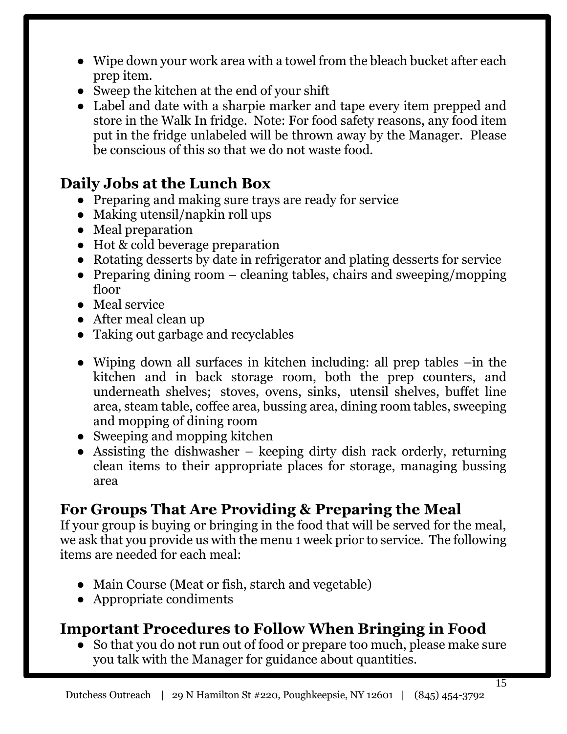- Wipe down your work area with a towel from the bleach bucket after each prep item.
- Sweep the kitchen at the end of your shift
- Label and date with a sharpie marker and tape every item prepped and store in the Walk In fridge. Note: For food safety reasons, any food item put in the fridge unlabeled will be thrown away by the Manager. Please be conscious of this so that we do not waste food.

## Daily Jobs at the Lunch Box

- Preparing and making sure trays are ready for service
- Making utensil/napkin roll ups
- Meal preparation
- Hot & cold beverage preparation
- Rotating desserts by date in refrigerator and plating desserts for service
- Preparing dining room – cleaning tables, chairs and sweeping/mopping floor
- Meal service
- After meal clean up
- Taking out garbage and recyclables
- Wiping down all surfaces in kitchen including: all prep tables –in the kitchen and in back storage room, both the prep counters, and underneath shelves; stoves, ovens, sinks, utensil shelves, buffet line area, steam table, coffee area, bussing area, dining room tables, sweeping and mopping of dining room
- Sweeping and mopping kitchen
- Assisting the dishwasher – keeping dirty dish rack orderly, returning clean items to their appropriate places for storage, managing bussing area

## For Groups That Are Providing & Preparing the Meal

If your group is buying or bringing in the food that will be served for the meal, we ask that you provide us with the menu 1 week prior to service. The following items are needed for each meal:

- Main Course (Meat or fish, starch and vegetable)
- Appropriate condiments

## Important Procedures to Follow When Bringing in Food

- So that you do not run out of food or prepare too much, please make sure you talk with the Manager for guidance about quantities.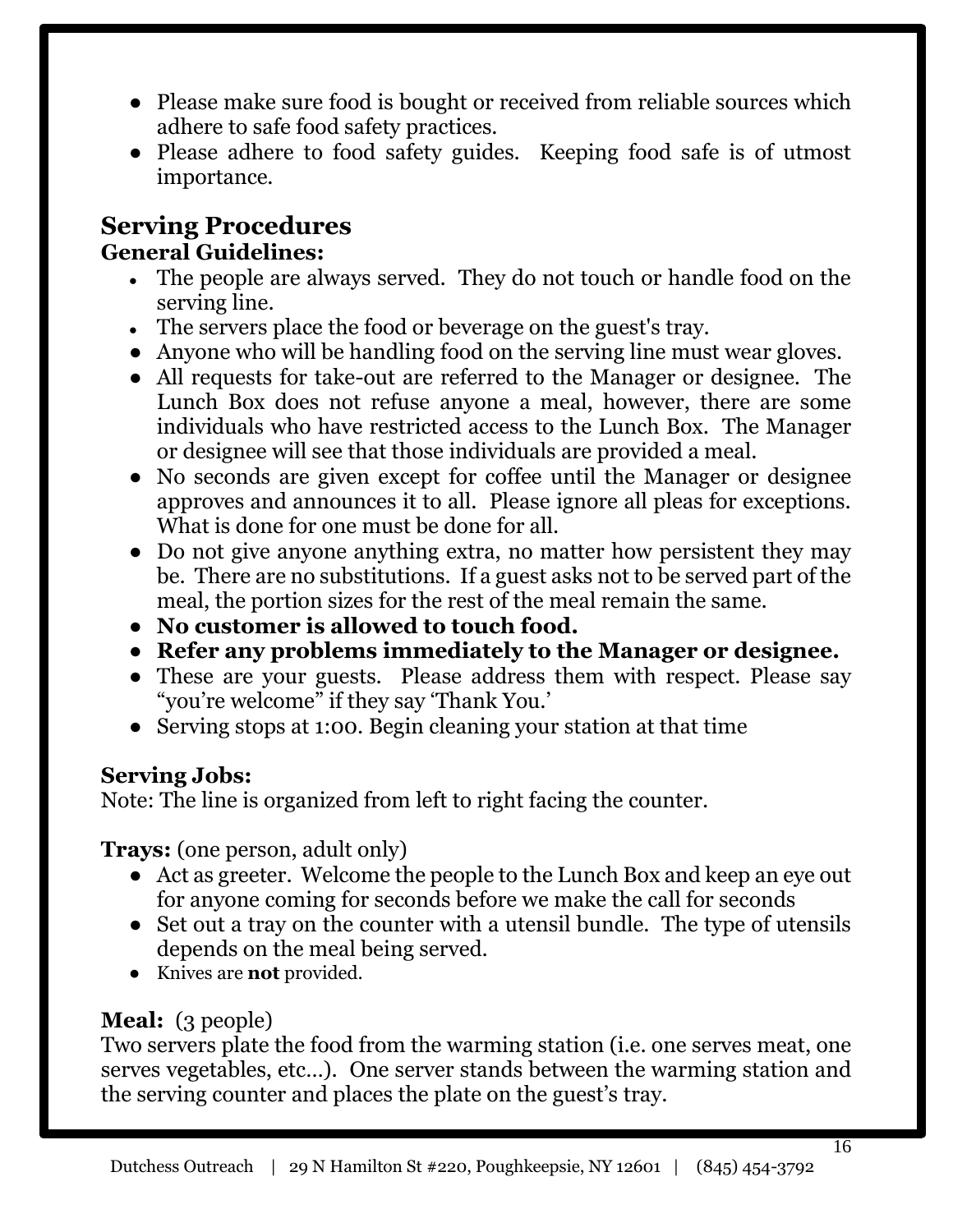- Please make sure food is bought or received from reliable sources which adhere to safe food safety practices.
- Please adhere to food safety guides. Keeping food safe is of utmost importance.

## Serving Procedures

### General Guidelines:

- The people are always served. They do not touch or handle food on the serving line.
- The servers place the food or beverage on the guest's tray.
- Anyone who will be handling food on the serving line must wear gloves.
- All requests for take-out are referred to the Manager or designee. The Lunch Box does not refuse anyone a meal, however, there are some individuals who have restricted access to the Lunch Box. The Manager or designee will see that those individuals are provided a meal.
- No seconds are given except for coffee until the Manager or designee approves and announces it to all. Please ignore all pleas for exceptions. What is done for one must be done for all.
- Do not give anyone anything extra, no matter how persistent they may be. There are no substitutions. If a guest asks not to be served part of the meal, the portion sizes for the rest of the meal remain the same.
- **No customer is allowed to touch food.**
- **Refer any problems immediately to the Manager or designee.**
- These are your guests. Please address them with respect. Please say "you're welcome" if they say 'Thank You.'
- Serving stops at 1:00. Begin cleaning your station at that time

### Serving Jobs:

Note: The line is organized from left to right facing the counter.

**Trays:** (one person, adult only)

- Act as greeter. Welcome the people to the Lunch Box and keep an eye out for anyone coming for seconds before we make the call for seconds
- Set out a tray on the counter with a utensil bundle. The type of utensils depends on the meal being served.
- Knives are **not** provided.

**Meal:** (3 people)

Two servers plate the food from the warming station (i.e. one serves meat, one serves vegetables, etc…). One server stands between the warming station and the serving counter and places the plate on the guest's tray.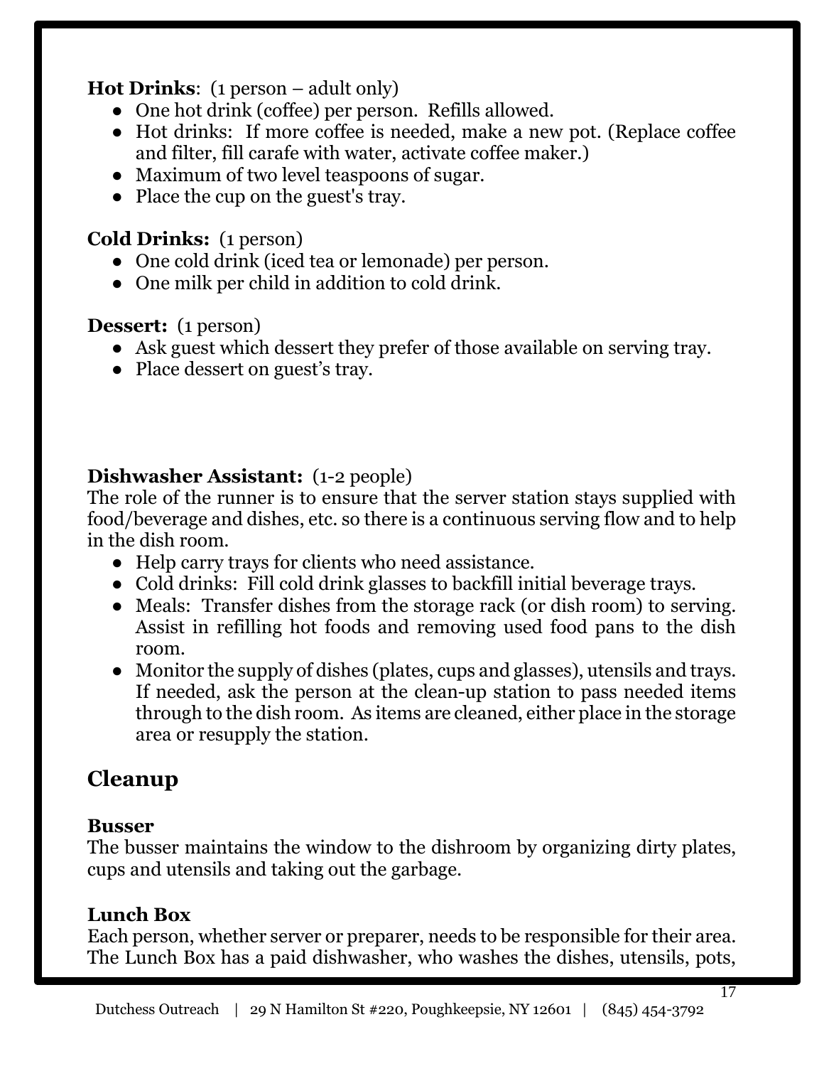**Hot Drinks**: (1 person – adult only)

- One hot drink (coffee) per person. Refills allowed.
- Hot drinks: If more coffee is needed, make a new pot. (Replace coffee and filter, fill carafe with water, activate coffee maker.)
- Maximum of two level teaspoons of sugar.
- Place the cup on the guest's tray.

**Cold Drinks:** (1 person)

- One cold drink (iced tea or lemonade) per person.
- One milk per child in addition to cold drink.

**Dessert:** (1 person)

- Ask guest which dessert they prefer of those available on serving tray.
- Place dessert on guest's tray.

**Dishwasher Assistant:** (1-2 people)

The role of the runner is to ensure that the server station stays supplied with food/beverage and dishes, etc. so there is a continuous serving flow and to help in the dish room.

- Help carry trays for clients who need assistance.
- Cold drinks: Fill cold drink glasses to backfill initial beverage trays.
- Meals: Transfer dishes from the storage rack (or dish room) to serving. Assist in refilling hot foods and removing used food pans to the dish room.
- Monitor the supply of dishes (plates, cups and glasses), utensils and trays. If needed, ask the person at the clean-up station to pass needed items through to the dish room. As items are cleaned, either place in the storage area or resupply the station.

## Cleanup

**Busser**

The busser maintains the window to the dishroom by organizing dirty plates, cups and utensils and taking out the garbage.

**Lunch Box**

Each person, whether server or preparer, needs to be responsible for their area. The Lunch Box has a paid dishwasher, who washes the dishes, utensils, pots,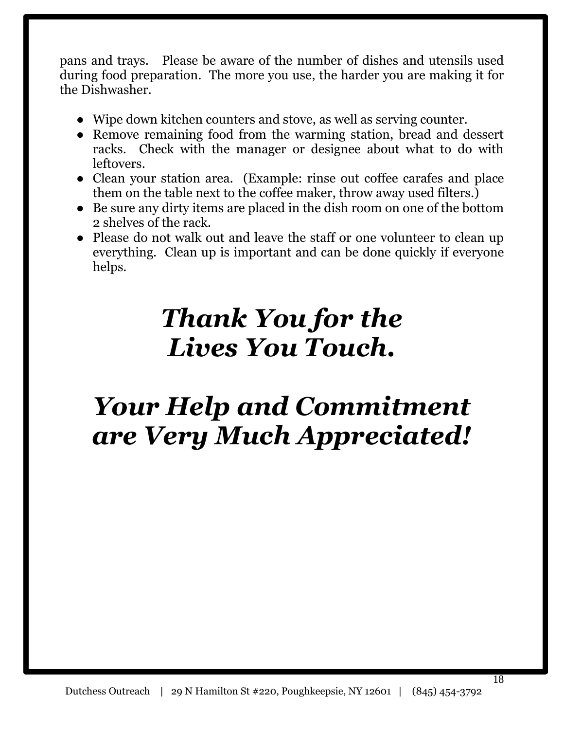pans and trays. Please be aware of the number of dishes and utensils used during food preparation. The more you use, the harder you are making it for the Dishwasher.

- Wipe down kitchen counters and stove, as well as serving counter.
- Remove remaining food from the warming station, bread and dessert racks. Check with the manager or designee about what to do with leftovers.
- Clean your station area. (Example: rinse out coffee carafes and place them on the table next to the coffee maker, throw away used filters.)
- Be sure any dirty items are placed in the dish room on one of the bottom 2 shelves of the rack.
- Please do not walk out and leave the staff or one volunteer to clean up everything. Clean up is important and can be done quickly if everyone helps.

## ***Thank You for the Lives You Touch.***

## ***Your Help and Commitment are Very Much Appreciated!***